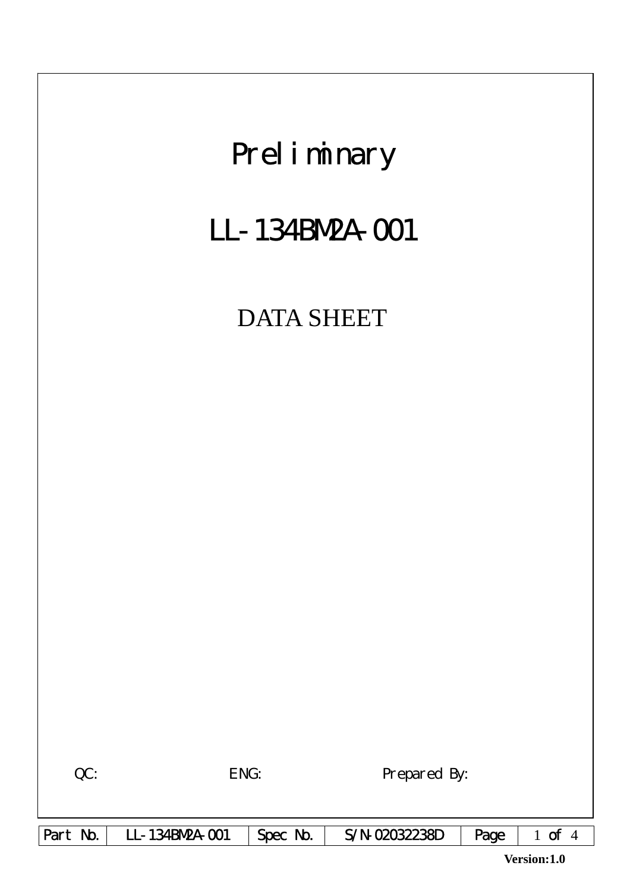# Preliminary

# LL-134BM2A-001

## DATA SHEET

QC: ENG: Prepared By:

| Part No. | LL-134BM2A-001 | Spec No. | S/N-02032238D |
|---|---|---|---|

**Version:1.0**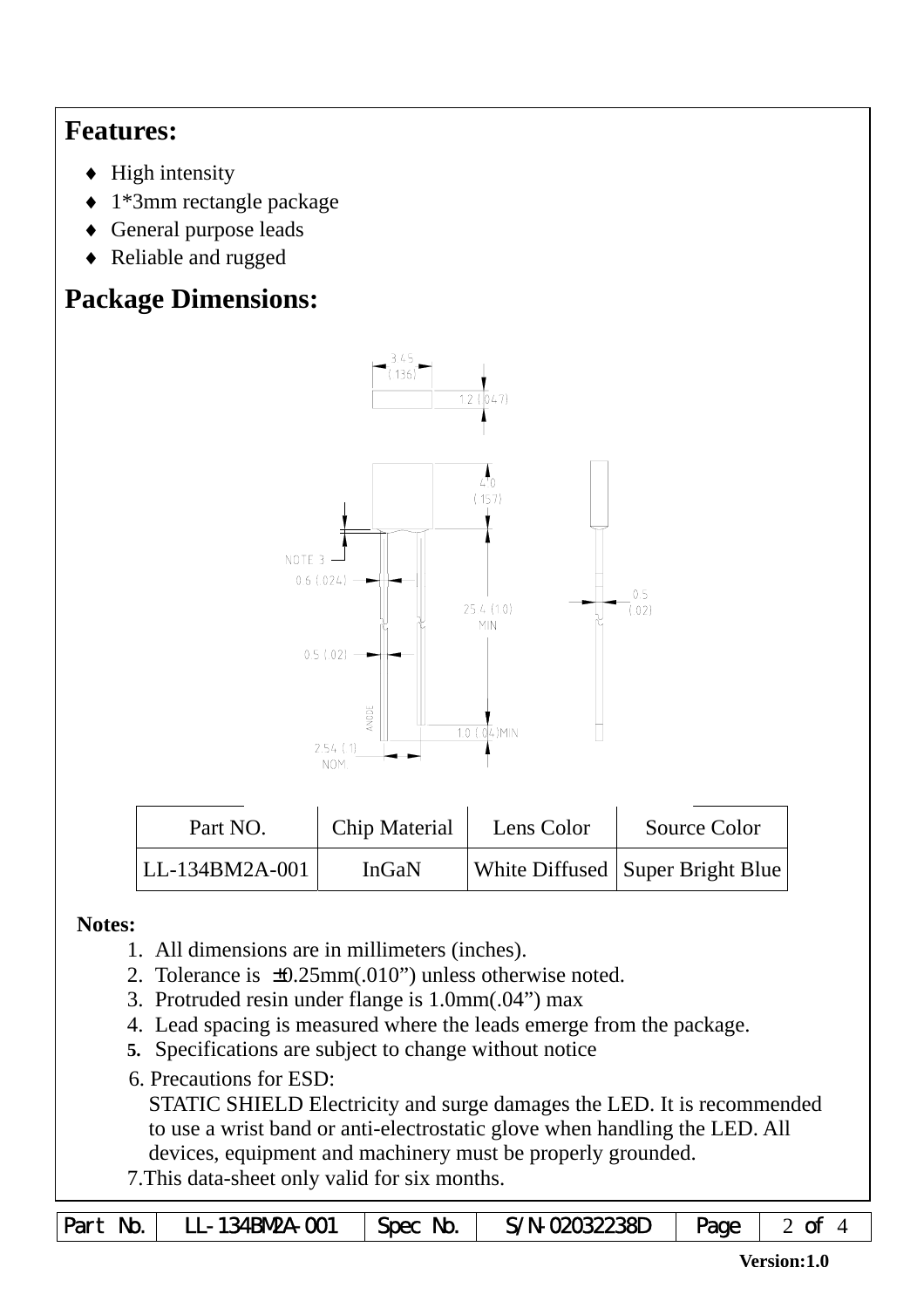## Features:

- High intensity
- 1*3mm rectangle package
- General purpose leads
- Reliable and rugged

## Package Dimensions:

| Part NO. | Chip Material | Lens Color | Source Color |
|---|---|---|---|
| LL-134BM2A-001 | InGaN | White Diffused | Super Bright Blue |

**Notes:**

1. All dimensions are in millimeters (inches).
2. Tolerance is ±0.25mm(.010") unless otherwise noted.
3. Protruded resin under flange is 1.0mm(.04") max
4. Lead spacing is measured where the leads emerge from the package.
5. Specifications are subject to change without notice
6. Precautions for ESD:
   STATIC SHIELD Electricity and surge damages the LED. It is recommended to use a wrist band or anti-electrostatic glove when handling the LED. All devices, equipment and machinery must be properly grounded.
7. This data-sheet only valid for six months.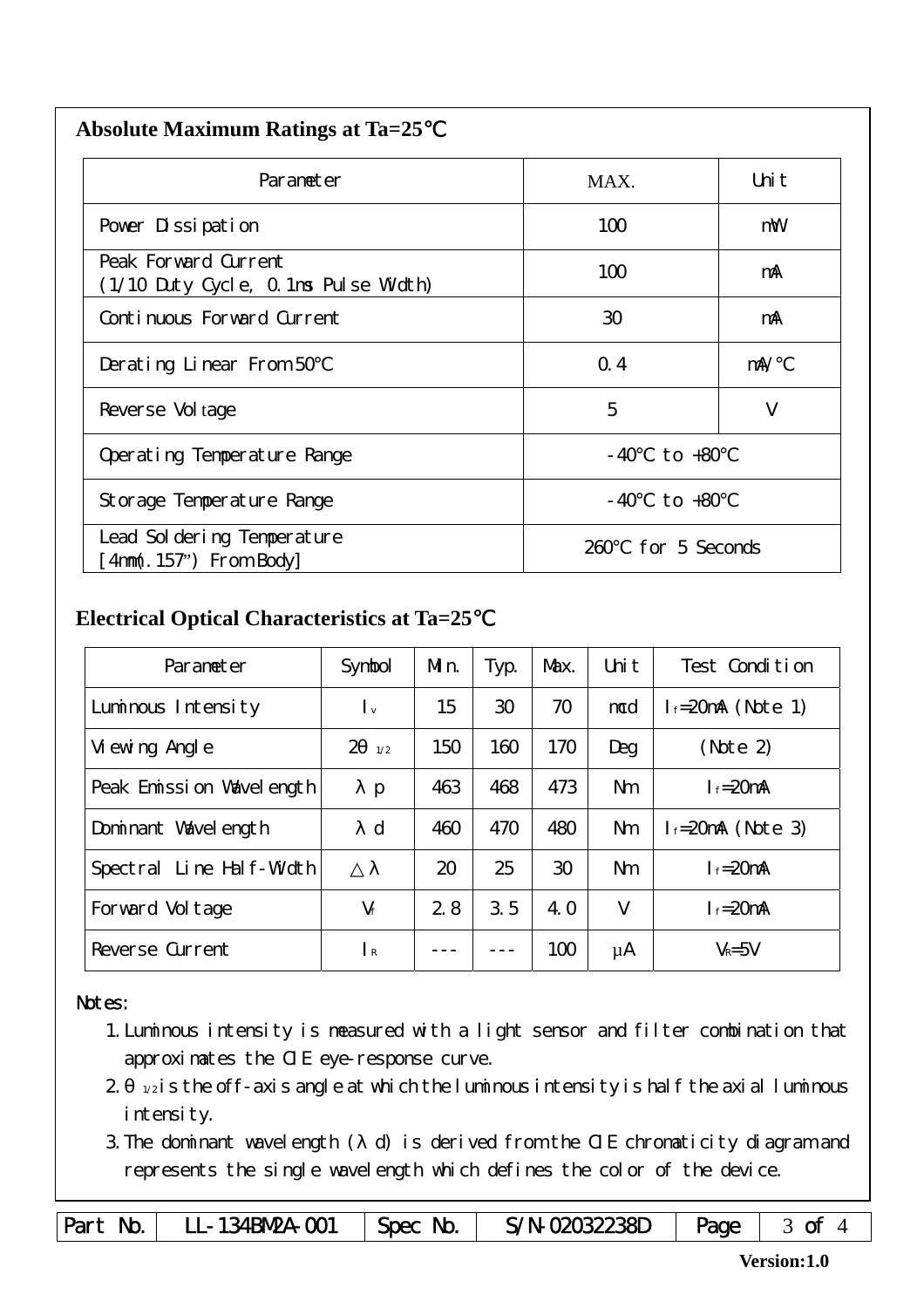## Absolute Maximum Ratings at Ta=25℃

| Parameter | MAX. | Unit |
|---|---|---|
| Power Dissipation | 100 | mW |
| Peak Forward Current (1/10 Duty Cycle, 0.1ms Pulse Width) | 100 | mA |
| Continuous Forward Current | 30 | mA |
| Derating Linear From 50℃ | 0.4 | mA/℃ |
| Reverse Voltage | 5 | V |
| Operating Temperature Range | -40℃ to +80℃ | |
| Storage Temperature Range | -40℃ to +80℃ | |
| Lead Soldering Temperature [4mm(.157") From Body] | 260℃ for 5 Seconds | |

## Electrical Optical Characteristics at Ta=25℃

| Parameter | Symbol | Min. | Typ. | Max. | Unit | Test Condition |
|---|---|---|---|---|---|---|
| Luminous Intensity | $I_v$ | 15 | 30 | 70 | mcd | $I_f$=20mA (Note 1) |
| Viewing Angle | $2\theta_{1/2}$ | 150 | 160 | 170 | Deg | (Note 2) |
| Peak Emission Wavelength | $\lambda p$ | 463 | 468 | 473 | Nm | $I_f$=20mA |
| Dominant Wavelength | $\lambda d$ | 460 | 470 | 480 | Nm | $I_f$=20mA (Note 3) |
| Spectral Line Half-Width | $\triangle\lambda$ | 20 | 25 | 30 | Nm | $I_f$=20mA |
| Forward Voltage | $V_f$ | 2.8 | 3.5 | 4.0 | V | $I_f$=20mA |
| Reverse Current | $I_R$ | --- | --- | 100 | μA | $V_R$=5V |

Notes:

1. Luminous intensity is measured with a light sensor and filter combination that approximates the CIE eye-response curve.
2. $\theta_{1/2}$ is the off-axis angle at which the luminous intensity is half the axial luminous intensity.
3. The dominant wavelength ($\lambda$ d) is derived from the CIE chromaticity diagram and represents the single wavelength which defines the color of the device.

| Part No. | LL-134BM2A-001 | Spec No. | S/N-02032238D | Page | 3 of 4 |
|---|---|---|---|---|---|

Version:1.0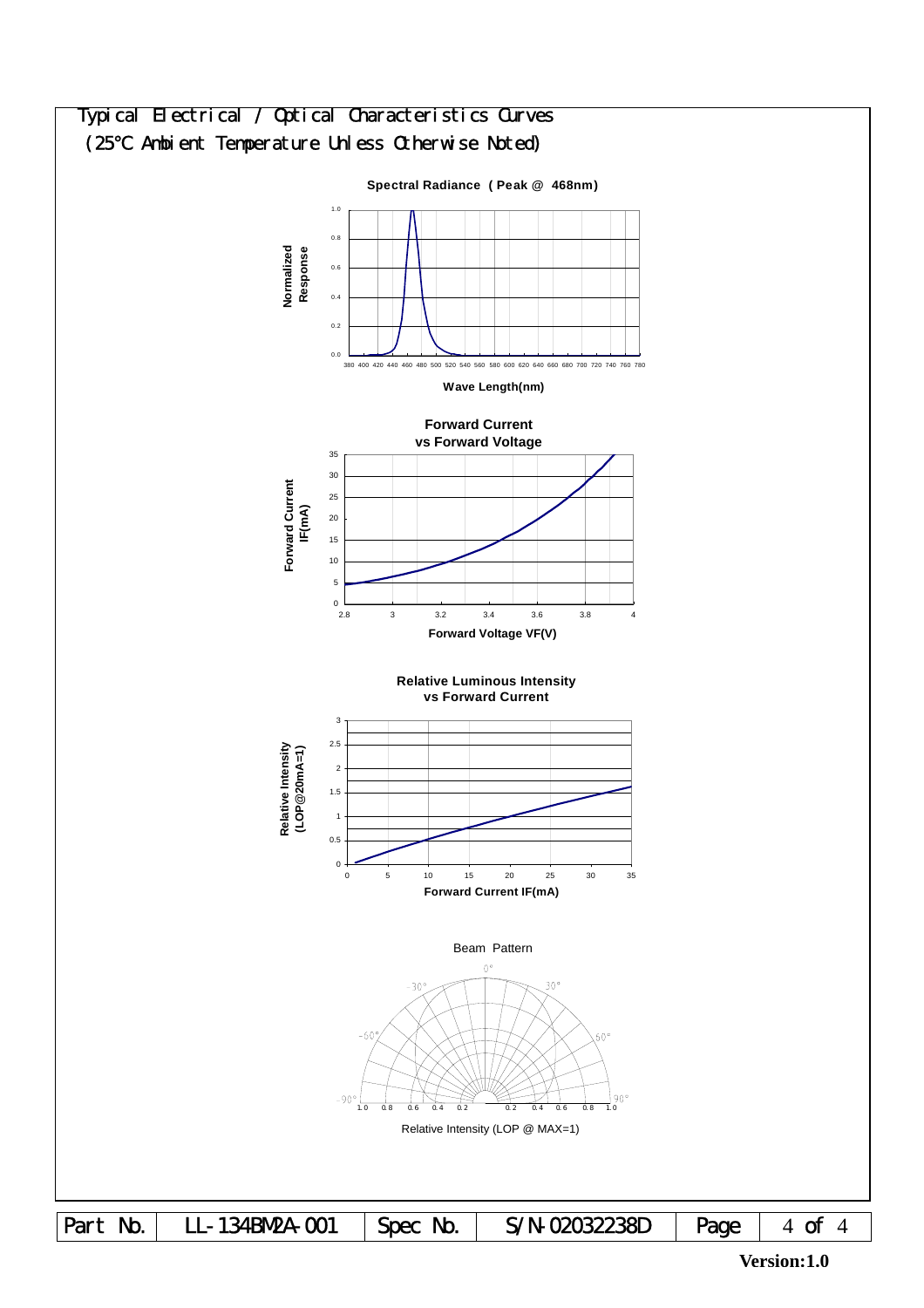# Typical Electrical / Optical Characteristics Curves
(25°C Ambient Temperature Unless Otherwise Noted)

**Spectral Radiance (Peak @ 468nm)**

Normalized Response

1.0
0.8
0.6
0.4
0.2
0.0

380 400 420 440 460 480 500 520 540 560 580 600 620 640 660 680 700 720 740 760 780

**Wave Length(nm)**

**Forward Current vs Forward Voltage**

Forward Current IF(mA)

35
30
25
20
15
10
5
0

2.8 3 3.2 3.4 3.6 3.8 4

**Forward Voltage VF(V)**

**Relative Luminous Intensity vs Forward Current**

Relative Intensity (LOP@20mA=1)

3
2.5
2
1.5
1
0.5
0

0 5 10 15 20 25 30 35

**Forward Current IF(mA)**

Beam Pattern

0°
-30° 30°
-60° 60°
-90° 90°

1.0 0.8 0.6 0.4 0.2 0.2 0.4 0.6 0.8 1.0

Relative Intensity (LOP @ MAX=1)

| Part No. | LL-134BM2A-001 | Spec No. | S/N-02032238D | Page | 4 of 4 |
|---|---|---|---|---|---|

**Version:1.0**